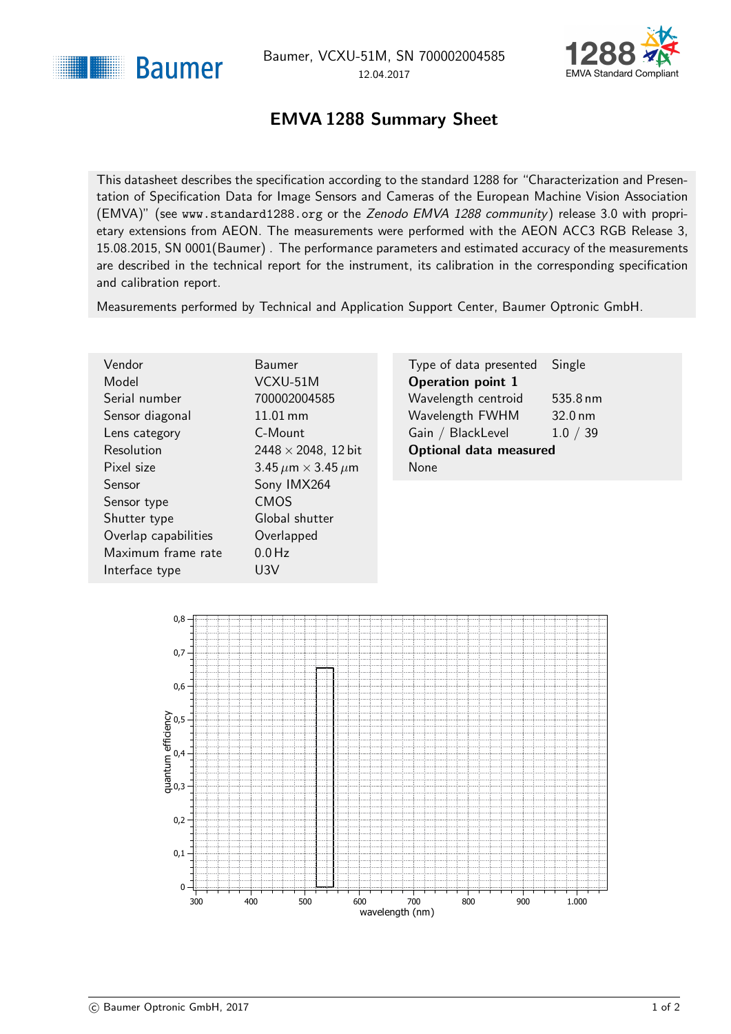Baumer, VCXU-51M, SN 700002004585
12.04.2017

# EMVA 1288 Summary Sheet

This datasheet describes the specification according to the standard 1288 for "Characterization and Presentation of Specification Data for Image Sensors and Cameras of the European Machine Vision Association (EMVA)" (see www.standard1288.org or the *Zenodo EMVA 1288 community*) release 3.0 with proprietary extensions from AEON. The measurements were performed with the AEON ACC3 RGB Release 3, 15.08.2015, SN 0001(Baumer). The performance parameters and estimated accuracy of the measurements are described in the technical report for the instrument, its calibration in the corresponding specification and calibration report.

Measurements performed by Technical and Application Support Center, Baumer Optronic GmbH.

| | |
|---|---|
| Vendor | Baumer |
| Model | VCXU-51M |
| Serial number | 700002004585 |
| Sensor diagonal | 11.01 mm |
| Lens category | C-Mount |
| Resolution | 2448 × 2048, 12 bit |
| Pixel size | 3.45 µm × 3.45 µm |
| Sensor | Sony IMX264 |
| Sensor type | CMOS |
| Shutter type | Global shutter |
| Overlap capabilities | Overlapped |
| Maximum frame rate | 0.0 Hz |
| Interface type | U3V |

| | |
|---|---|
| Type of data presented | Single |
| **Operation point 1** | |
| Wavelength centroid | 535.8 nm |
| Wavelength FWHM | 32.0 nm |
| Gain / BlackLevel | 1.0 / 39 |
| **Optional data measured** | |
| None | |

© Baumer Optronic GmbH, 2017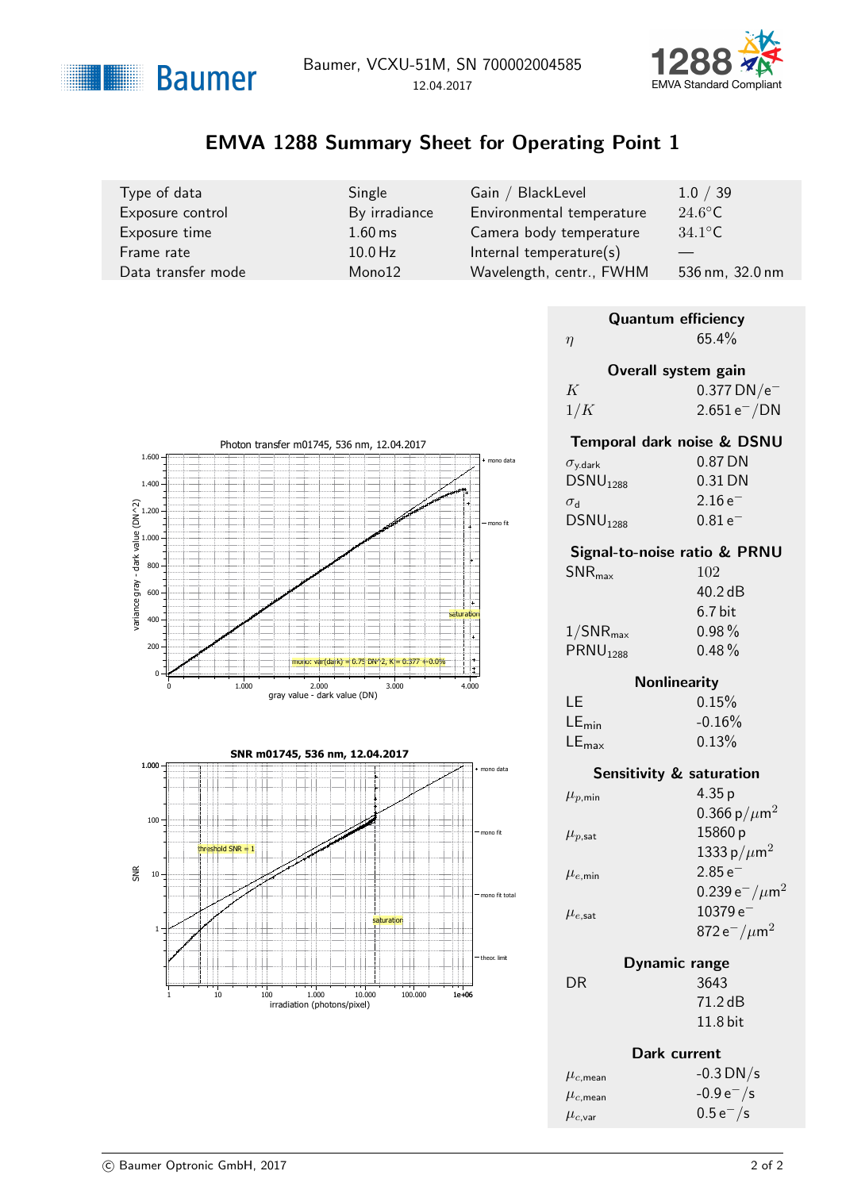Baumer

Baumer, VCXU-51M, SN 700002004585
12.04.2017

1288 EMVA Standard Compliant

# EMVA 1288 Summary Sheet for Operating Point 1

| | | | |
|---|---|---|---|
| Type of data | Single | Gain / BlackLevel | 1.0 / 39 |
| Exposure control | By irradiance | Environmental temperature | 24.6°C |
| Exposure time | 1.60 ms | Camera body temperature | 34.1°C |
| Frame rate | 10.0 Hz | Internal temperature(s) | — |
| Data transfer mode | Mono12 | Wavelength, centr., FWHM | 536 nm, 32.0 nm |

Photon transfer m01745, 536 nm, 12.04.2017

variance gray - dark value (DN^2)

gray value - dark value (DN)

0
200
400
600
800
1.000
1.200
1.400
1.600

0
1.000
2.000
3.000
4.000

mono data
mono fit
saturation
mono: var(dark) = 0.75 DN^2, K = 0.377 +-0.0%

SNR m01745, 536 nm, 12.04.2017

SNR

irradiation (photons/pixel)

1
10
100
1.000

1
10
100
1.000
10.000
100.000
1e+06

mono data
mono fit
mono fit total
theor. limit
threshold SNR = 1
saturation

### Quantum efficiency

| | |
|---|---|
| $\eta$ | 65.4% |

### Overall system gain

| | |
|---|---|
| $K$ | 0.377 DN/$e^-$ |
| $1/K$ | 2.651 $e^-$/DN |

### Temporal dark noise & DSNU

| | |
|---|---|
| $\sigma_{y.dark}$ | 0.87 DN |
| $DSNU_{1288}$ | 0.31 DN |
| $\sigma_d$ | 2.16 $e^-$ |
| $DSNU_{1288}$ | 0.81 $e^-$ |

### Signal-to-noise ratio & PRNU

| | |
|---|---|
| $SNR_{max}$ | 102 |
| | 40.2 dB |
| | 6.7 bit |
| $1/SNR_{max}$ | 0.98 % |
| $PRNU_{1288}$ | 0.48 % |

### Nonlinearity

| | |
|---|---|
| LE | 0.15% |
| $LE_{min}$ | -0.16% |
| $LE_{max}$ | 0.13% |

### Sensitivity & saturation

| | |
|---|---|
| $\mu_{p,min}$ | 4.35 p |
| | 0.366 p/$\mu m^2$ |
| $\mu_{p,sat}$ | 15860 p |
| | 1333 p/$\mu m^2$ |
| $\mu_{e,min}$ | 2.85 $e^-$ |
| | 0.239 $e^-/\mu m^2$ |
| $\mu_{e,sat}$ | 10379 $e^-$ |
| | 872 $e^-/\mu m^2$ |

### Dynamic range

| | |
|---|---|
| DR | 3643 |
| | 71.2 dB |
| | 11.8 bit |

### Dark current

| | |
|---|---|
| $\mu_{c,mean}$ | -0.3 DN/s |
| $\mu_{c,mean}$ | -0.9 $e^-$/s |
| $\mu_{c,var}$ | 0.5 $e^-$/s |

© Baumer Optronic GmbH, 2017